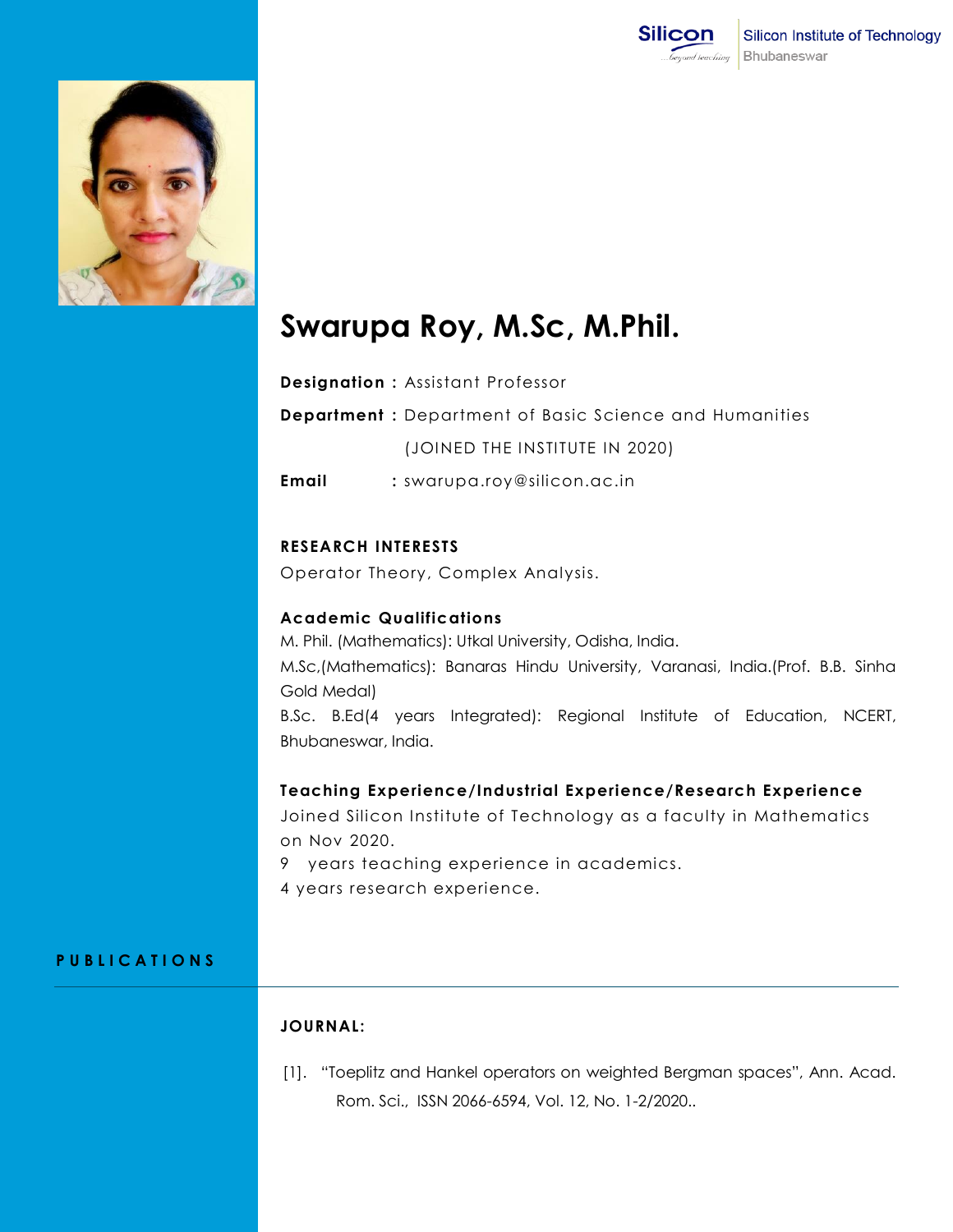# Swarupa Roy, M.Sc, M.Phil.

**Designation :** Assistant Professor

**Department :** Department of Basic Science and Humanities

(JOINED THE INSTITUTE IN 2020)

**Email :** swarupa.roy@silicon.ac.in

## RESEARCH INTERESTS

Operator Theory, Complex Analysis.

## Academic Qualifications

M. Phil. (Mathematics): Utkal University, Odisha, India.

M.Sc,(Mathematics): Banaras Hindu University, Varanasi, India.(Prof. B.B. Sinha Gold Medal)

B.Sc. B.Ed(4 years Integrated): Regional Institute of Education, NCERT, Bhubaneswar, India.

## Teaching Experience/Industrial Experience/Research Experience

Joined Silicon Institute of Technology as a faculty in Mathematics on Nov 2020.

9 years teaching experience in academics.

4 years research experience.

## PUBLICATIONS

### JOURNAL:

[1]. "Toeplitz and Hankel operators on weighted Bergman spaces", Ann. Acad. Rom. Sci., ISSN 2066-6594, Vol. 12, No. 1-2/2020..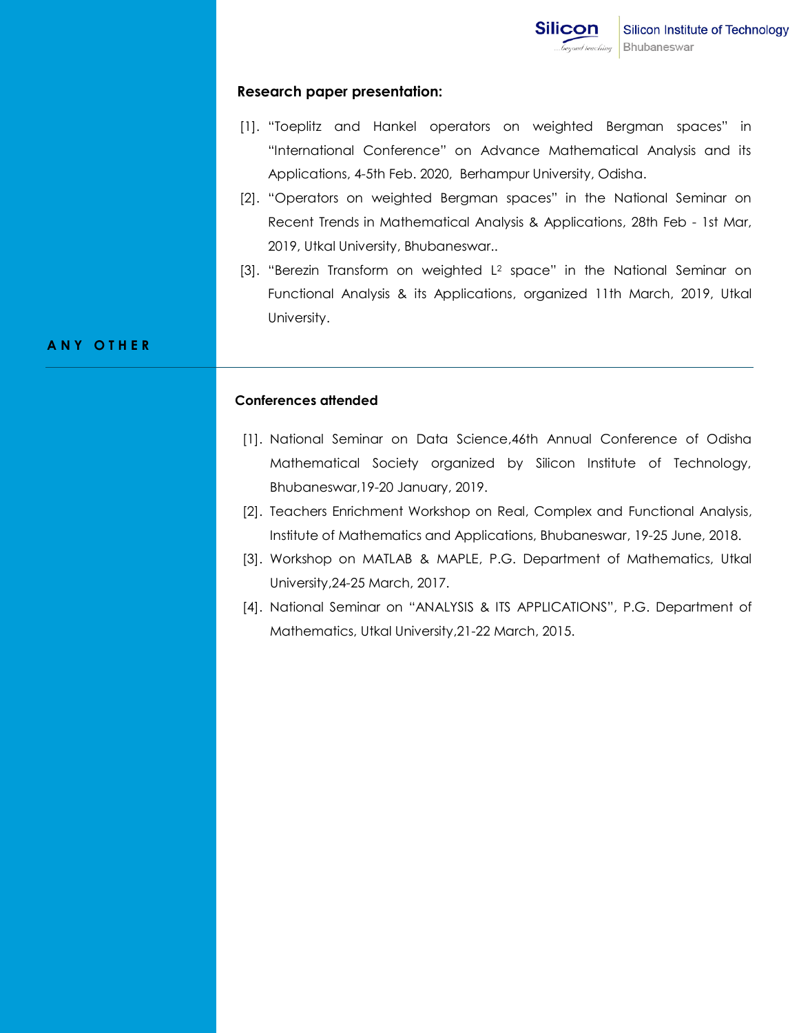**Research paper presentation:**

[1]. "Toeplitz and Hankel operators on weighted Bergman spaces" in "International Conference" on Advance Mathematical Analysis and its Applications, 4-5th Feb. 2020, Berhampur University, Odisha.

[2]. "Operators on weighted Bergman spaces" in the National Seminar on Recent Trends in Mathematical Analysis & Applications, 28th Feb - 1st Mar, 2019, Utkal University, Bhubaneswar..

[3]. "Berezin Transform on weighted $L^2$ space" in the National Seminar on Functional Analysis & its Applications, organized 11th March, 2019, Utkal University.

## ANY OTHER

**Conferences attended**

[1]. National Seminar on Data Science,46th Annual Conference of Odisha Mathematical Society organized by Silicon Institute of Technology, Bhubaneswar,19-20 January, 2019.

[2]. Teachers Enrichment Workshop on Real, Complex and Functional Analysis, Institute of Mathematics and Applications, Bhubaneswar, 19-25 June, 2018.

[3]. Workshop on MATLAB & MAPLE, P.G. Department of Mathematics, Utkal University,24-25 March, 2017.

[4]. National Seminar on "ANALYSIS & ITS APPLICATIONS", P.G. Department of Mathematics, Utkal University,21-22 March, 2015.